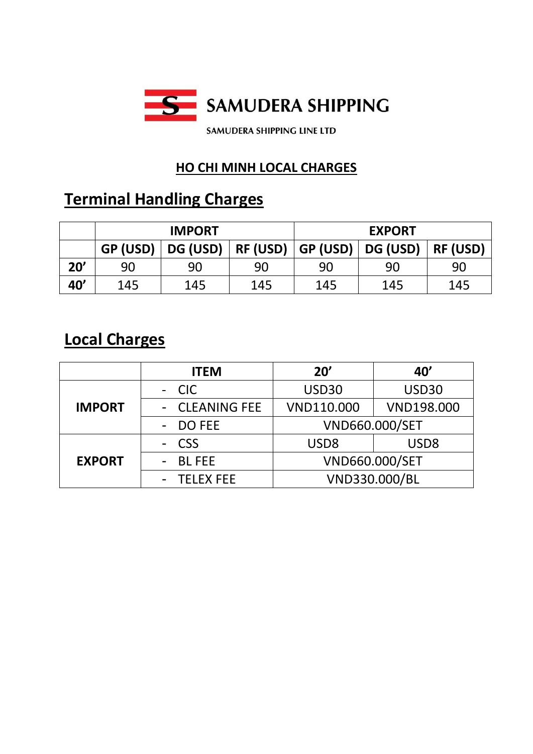SAMUDERA SHIPPING

SAMUDERA SHIPPING LINE LTD

# HO CHI MINH LOCAL CHARGES

## Terminal Handling Charges

| | IMPORT | | | EXPORT | | |
|---|---|---|---|---|---|---|
| | GP (USD) | DG (USD) | RF (USD) | GP (USD) | DG (USD) | RF (USD) |
| **20’** | 90 | 90 | 90 | 90 | 90 | 90 |
| **40’** | 145 | 145 | 145 | 145 | 145 | 145 |

## Local Charges

| | ITEM | 20’ | 40’ |
|---|---|---|---|
| **IMPORT** | - CIC | USD30 | USD30 |
| | - CLEANING FEE | VND110.000 | VND198.000 |
| | - DO FEE | VND660.000/SET | |
| **EXPORT** | - CSS | USD8 | USD8 |
| | - BL FEE | VND660.000/SET | |
| | - TELEX FEE | VND330.000/BL | |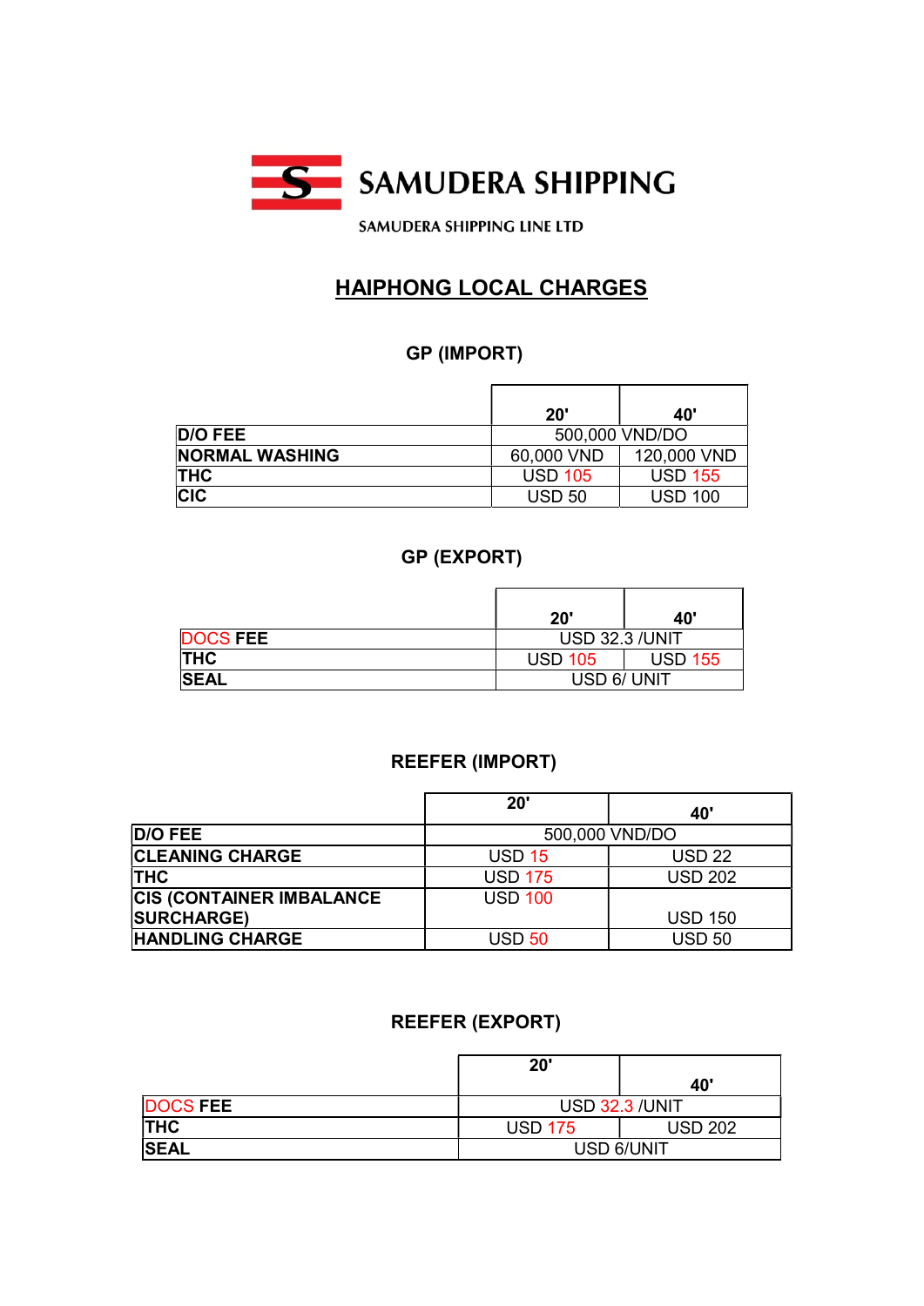# SAMUDERA SHIPPING

SAMUDERA SHIPPING LINE LTD

## HAIPHONG LOCAL CHARGES

### GP (IMPORT)

| | 20' | 40' |
|---|---|---|
| D/O FEE | 500,000 VND/DO | |
| NORMAL WASHING | 60,000 VND | 120,000 VND |
| THC | USD 105 | USD 155 |
| CIC | USD 50 | USD 100 |

### GP (EXPORT)

| | 20' | 40' |
|---|---|---|
| DOCS FEE | USD 32.3 /UNIT | |
| THC | USD 105 | USD 155 |
| SEAL | USD 6/ UNIT | |

### REEFER (IMPORT)

| | 20' | 40' |
|---|---|---|
| D/O FEE | 500,000 VND/DO | |
| CLEANING CHARGE | USD 15 | USD 22 |
| THC | USD 175 | USD 202 |
| CIS (CONTAINER IMBALANCE SURCHARGE) | USD 100 | USD 150 |
| HANDLING CHARGE | USD 50 | USD 50 |

### REEFER (EXPORT)

| | 20' | 40' |
|---|---|---|
| DOCS FEE | USD 32.3 /UNIT | |
| THC | USD 175 | USD 202 |
| SEAL | USD 6/UNIT | |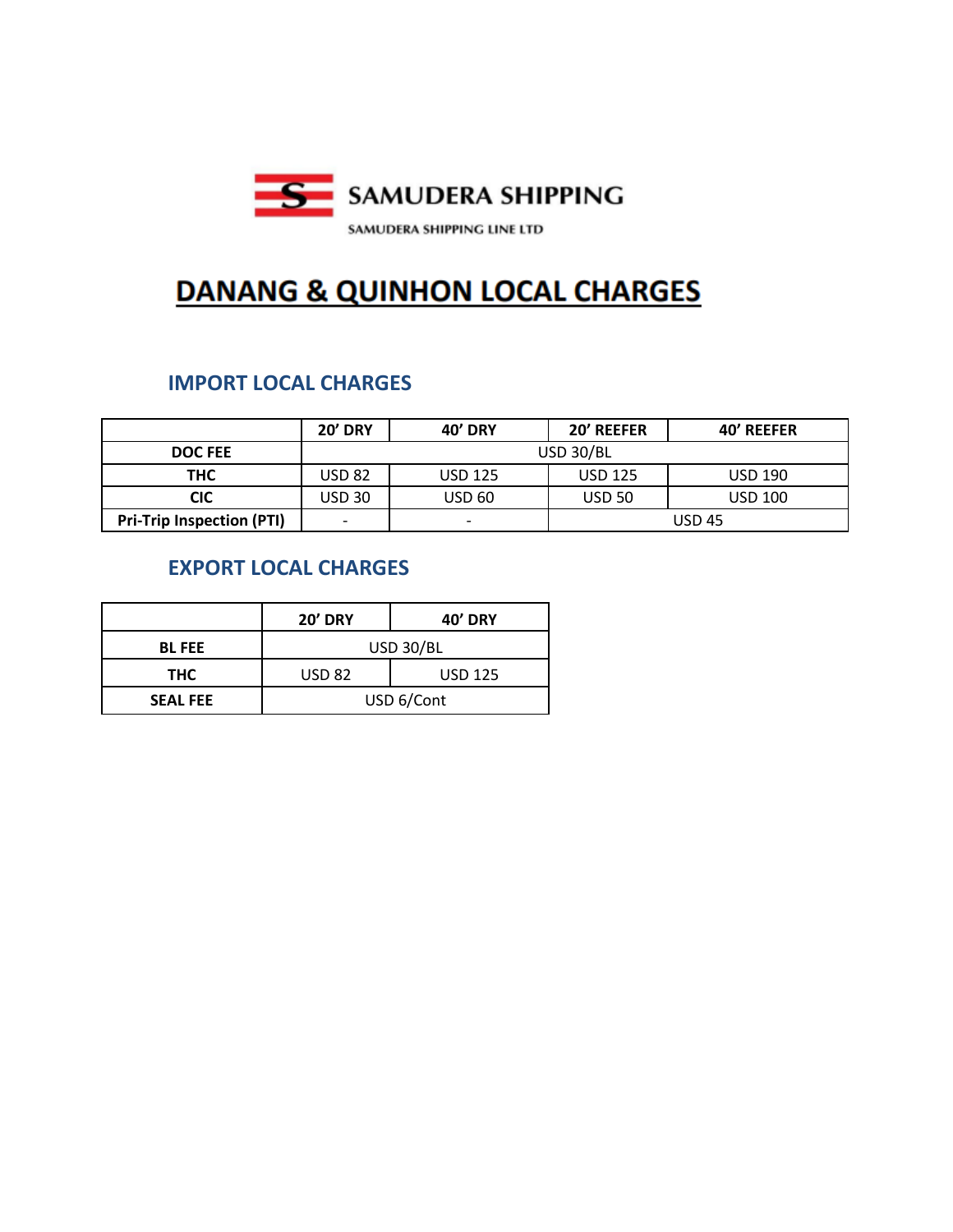SAMUDERA SHIPPING

SAMUDERA SHIPPING LINE LTD

# DANANG & QUINHON LOCAL CHARGES

## IMPORT LOCAL CHARGES

| | 20' DRY | 40' DRY | 20' REEFER | 40' REEFER |
|---|---|---|---|---|
| **DOC FEE** | USD 30/BL | | | |
| **THC** | USD 82 | USD 125 | USD 125 | USD 190 |
| **CIC** | USD 30 | USD 60 | USD 50 | USD 100 |
| **Pri-Trip Inspection (PTI)** | - | - | USD 45 | |

## EXPORT LOCAL CHARGES

| | 20' DRY | 40' DRY |
|---|---|---|
| **BL FEE** | USD 30/BL | |
| **THC** | USD 82 | USD 125 |
| **SEAL FEE** | USD 6/Cont | |